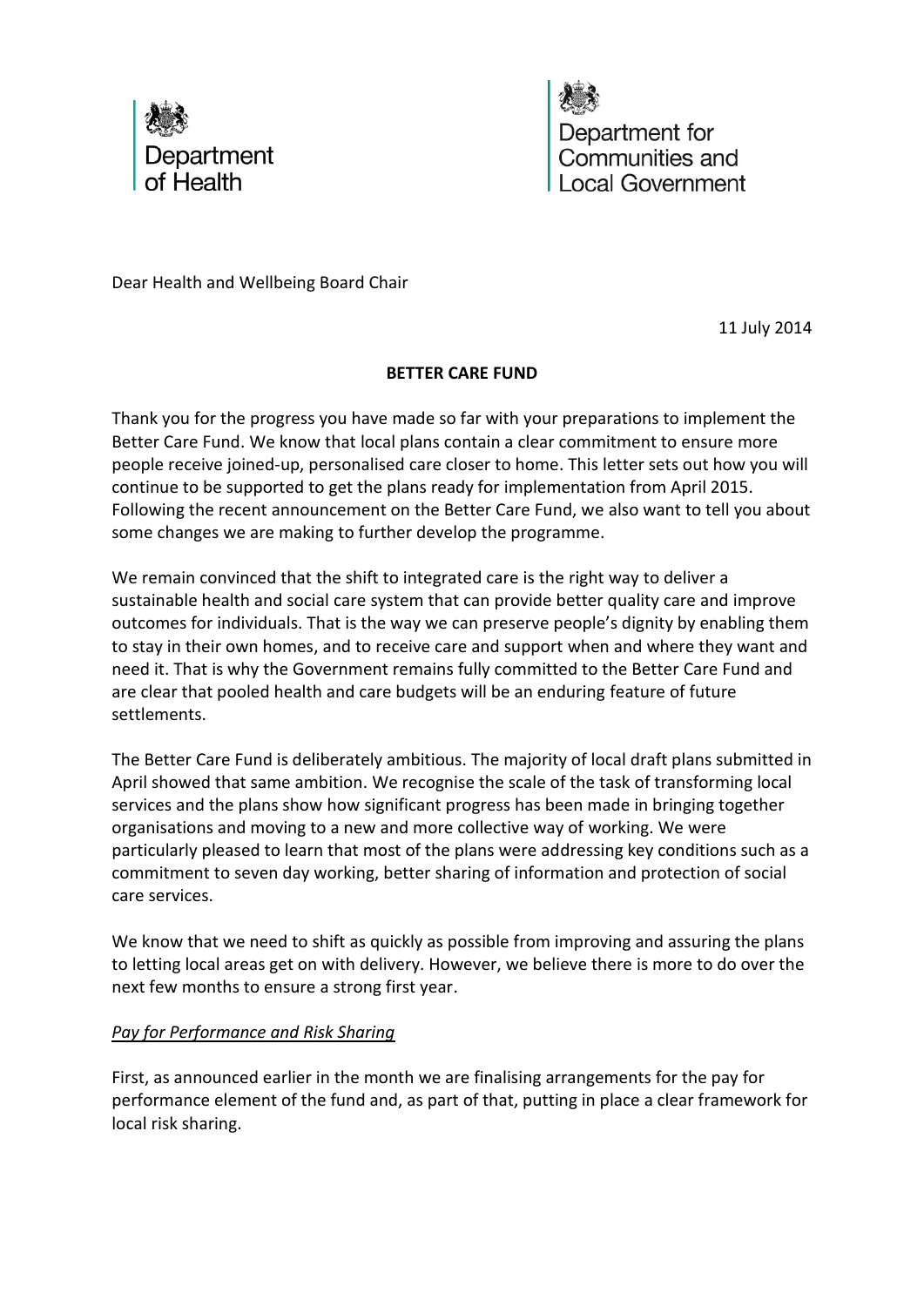Department of Health

Department for Communities and Local Government

Dear Health and Wellbeing Board Chair

11 July 2014

**BETTER CARE FUND**

Thank you for the progress you have made so far with your preparations to implement the Better Care Fund. We know that local plans contain a clear commitment to ensure more people receive joined-up, personalised care closer to home. This letter sets out how you will continue to be supported to get the plans ready for implementation from April 2015. Following the recent announcement on the Better Care Fund, we also want to tell you about some changes we are making to further develop the programme.

We remain convinced that the shift to integrated care is the right way to deliver a sustainable health and social care system that can provide better quality care and improve outcomes for individuals. That is the way we can preserve people's dignity by enabling them to stay in their own homes, and to receive care and support when and where they want and need it. That is why the Government remains fully committed to the Better Care Fund and are clear that pooled health and care budgets will be an enduring feature of future settlements.

The Better Care Fund is deliberately ambitious. The majority of local draft plans submitted in April showed that same ambition. We recognise the scale of the task of transforming local services and the plans show how significant progress has been made in bringing together organisations and moving to a new and more collective way of working. We were particularly pleased to learn that most of the plans were addressing key conditions such as a commitment to seven day working, better sharing of information and protection of social care services.

We know that we need to shift as quickly as possible from improving and assuring the plans to letting local areas get on with delivery. However, we believe there is more to do over the next few months to ensure a strong first year.

*Pay for Performance and Risk Sharing*

First, as announced earlier in the month we are finalising arrangements for the pay for performance element of the fund and, as part of that, putting in place a clear framework for local risk sharing.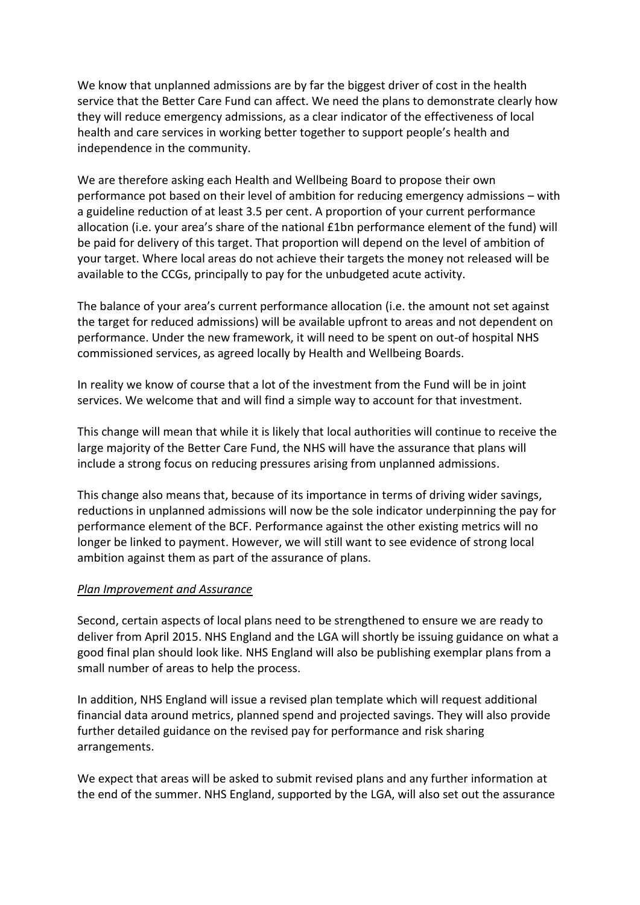We know that unplanned admissions are by far the biggest driver of cost in the health service that the Better Care Fund can affect. We need the plans to demonstrate clearly how they will reduce emergency admissions, as a clear indicator of the effectiveness of local health and care services in working better together to support people's health and independence in the community.

We are therefore asking each Health and Wellbeing Board to propose their own performance pot based on their level of ambition for reducing emergency admissions – with a guideline reduction of at least 3.5 per cent. A proportion of your current performance allocation (i.e. your area's share of the national £1bn performance element of the fund) will be paid for delivery of this target. That proportion will depend on the level of ambition of your target. Where local areas do not achieve their targets the money not released will be available to the CCGs, principally to pay for the unbudgeted acute activity.

The balance of your area's current performance allocation (i.e. the amount not set against the target for reduced admissions) will be available upfront to areas and not dependent on performance. Under the new framework, it will need to be spent on out-of hospital NHS commissioned services, as agreed locally by Health and Wellbeing Boards.

In reality we know of course that a lot of the investment from the Fund will be in joint services. We welcome that and will find a simple way to account for that investment.

This change will mean that while it is likely that local authorities will continue to receive the large majority of the Better Care Fund, the NHS will have the assurance that plans will include a strong focus on reducing pressures arising from unplanned admissions.

This change also means that, because of its importance in terms of driving wider savings, reductions in unplanned admissions will now be the sole indicator underpinning the pay for performance element of the BCF. Performance against the other existing metrics will no longer be linked to payment. However, we will still want to see evidence of strong local ambition against them as part of the assurance of plans.

*Plan Improvement and Assurance*

Second, certain aspects of local plans need to be strengthened to ensure we are ready to deliver from April 2015. NHS England and the LGA will shortly be issuing guidance on what a good final plan should look like. NHS England will also be publishing exemplar plans from a small number of areas to help the process.

In addition, NHS England will issue a revised plan template which will request additional financial data around metrics, planned spend and projected savings. They will also provide further detailed guidance on the revised pay for performance and risk sharing arrangements.

We expect that areas will be asked to submit revised plans and any further information at the end of the summer. NHS England, supported by the LGA, will also set out the assurance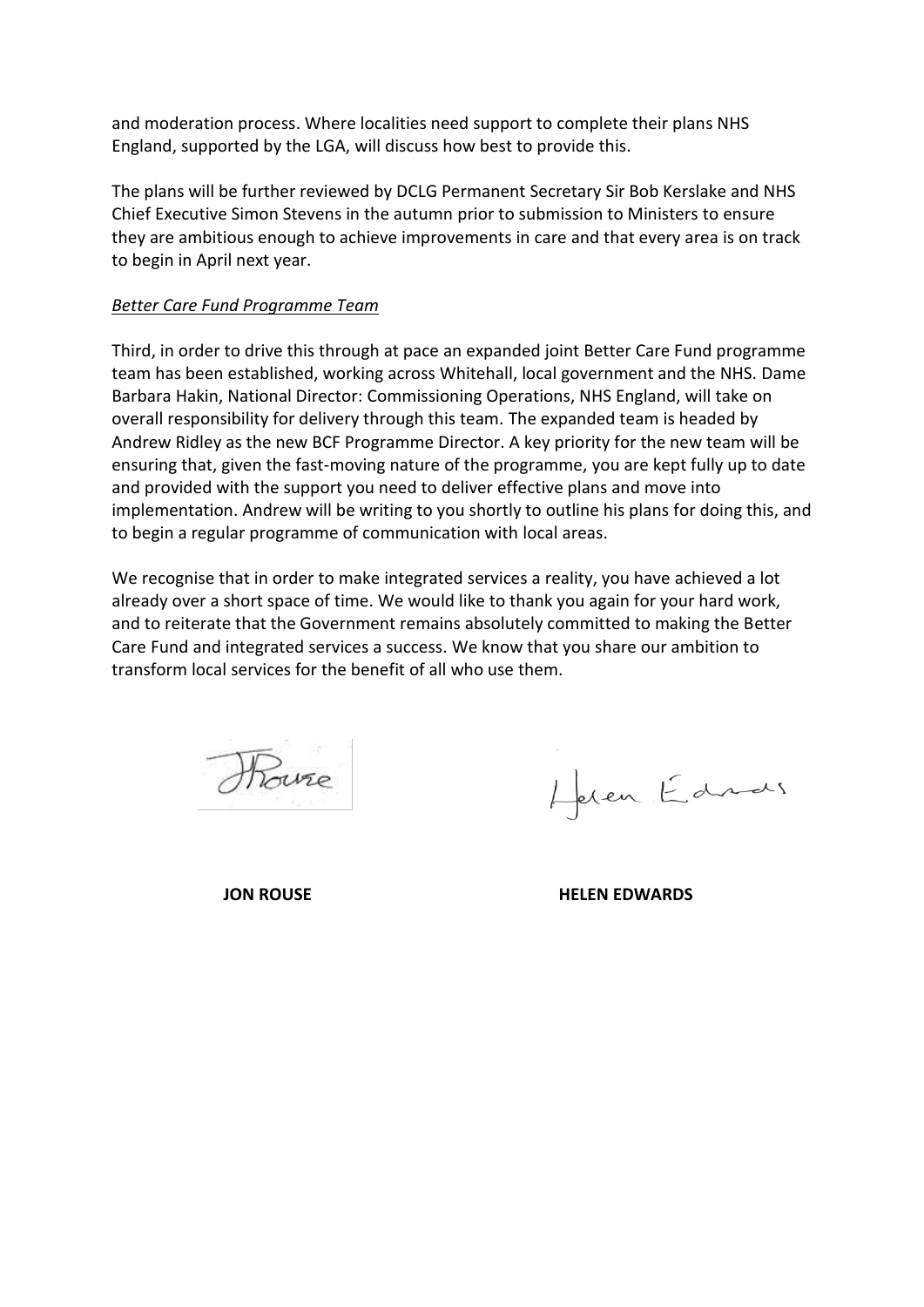and moderation process. Where localities need support to complete their plans NHS England, supported by the LGA, will discuss how best to provide this.

The plans will be further reviewed by DCLG Permanent Secretary Sir Bob Kerslake and NHS Chief Executive Simon Stevens in the autumn prior to submission to Ministers to ensure they are ambitious enough to achieve improvements in care and that every area is on track to begin in April next year.

*Better Care Fund Programme Team*

Third, in order to drive this through at pace an expanded joint Better Care Fund programme team has been established, working across Whitehall, local government and the NHS. Dame Barbara Hakin, National Director: Commissioning Operations, NHS England, will take on overall responsibility for delivery through this team. The expanded team is headed by Andrew Ridley as the new BCF Programme Director. A key priority for the new team will be ensuring that, given the fast-moving nature of the programme, you are kept fully up to date and provided with the support you need to deliver effective plans and move into implementation. Andrew will be writing to you shortly to outline his plans for doing this, and to begin a regular programme of communication with local areas.

We recognise that in order to make integrated services a reality, you have achieved a lot already over a short space of time. We would like to thank you again for your hard work, and to reiterate that the Government remains absolutely committed to making the Better Care Fund and integrated services a success. We know that you share our ambition to transform local services for the benefit of all who use them.

**JON ROUSE** **HELEN EDWARDS**